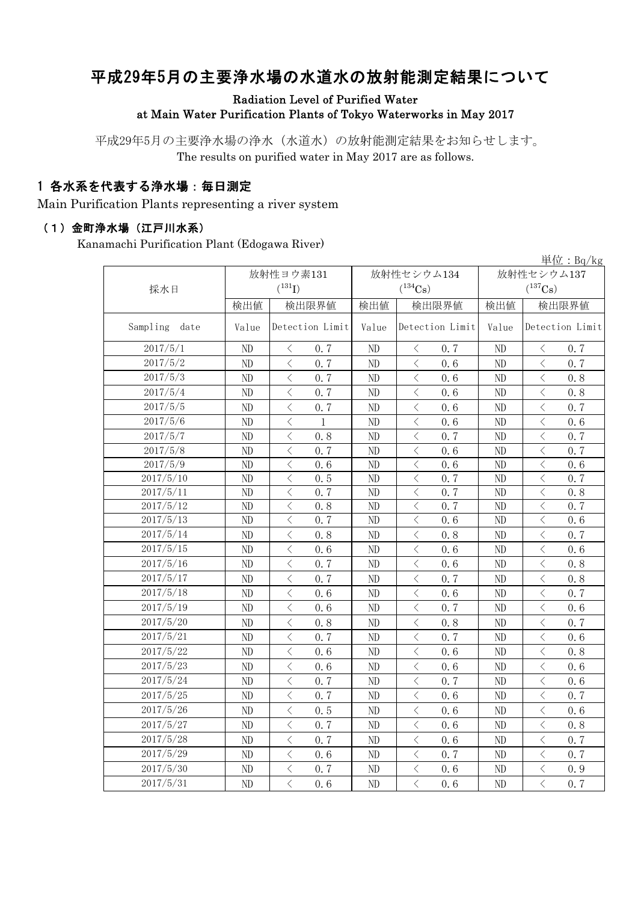# 平成29年5月の主要浄水場の水道水の放射能測定結果について

**Radiation Level of Purified Water at Main Water Purification Plants of Tokyo Waterworks in May 2017**

平成29年5月の主要浄水場の浄水（水道水）の放射能測定結果をお知らせします。
The results on purified water in May 2017 are as follows.

## 1 各水系を代表する浄水場：毎日測定

Main Purification Plants representing a river system

### （1）金町浄水場（江戸川水系）

Kanamachi Purification Plant (Edogawa River)

単位：Bq/kg

| 採水日 | 放射性ヨウ素131 ($^{131}I$) | | 放射性セシウム134 ($^{134}Cs$) | | 放射性セシウム137 ($^{137}Cs$) | |
|---|---|---|---|---|---|---|
| | 検出値 | 検出限界値 | 検出値 | 検出限界値 | 検出値 | 検出限界値 |
| Sampling date | Value | Detection Limit | Value | Detection Limit | Value | Detection Limit |
| 2017/5/1 | ND | ＜ 0.7 | ND | ＜ 0.7 | ND | ＜ 0.7 |
| 2017/5/2 | ND | ＜ 0.7 | ND | ＜ 0.6 | ND | ＜ 0.7 |
| 2017/5/3 | ND | ＜ 0.7 | ND | ＜ 0.6 | ND | ＜ 0.8 |
| 2017/5/4 | ND | ＜ 0.7 | ND | ＜ 0.6 | ND | ＜ 0.8 |
| 2017/5/5 | ND | ＜ 0.7 | ND | ＜ 0.6 | ND | ＜ 0.7 |
| 2017/5/6 | ND | ＜ 1 | ND | ＜ 0.6 | ND | ＜ 0.6 |
| 2017/5/7 | ND | ＜ 0.8 | ND | ＜ 0.7 | ND | ＜ 0.7 |
| 2017/5/8 | ND | ＜ 0.7 | ND | ＜ 0.6 | ND | ＜ 0.7 |
| 2017/5/9 | ND | ＜ 0.6 | ND | ＜ 0.6 | ND | ＜ 0.6 |
| 2017/5/10 | ND | ＜ 0.5 | ND | ＜ 0.7 | ND | ＜ 0.7 |
| 2017/5/11 | ND | ＜ 0.7 | ND | ＜ 0.7 | ND | ＜ 0.8 |
| 2017/5/12 | ND | ＜ 0.8 | ND | ＜ 0.7 | ND | ＜ 0.7 |
| 2017/5/13 | ND | ＜ 0.7 | ND | ＜ 0.6 | ND | ＜ 0.6 |
| 2017/5/14 | ND | ＜ 0.8 | ND | ＜ 0.8 | ND | ＜ 0.7 |
| 2017/5/15 | ND | ＜ 0.6 | ND | ＜ 0.6 | ND | ＜ 0.6 |
| 2017/5/16 | ND | ＜ 0.7 | ND | ＜ 0.6 | ND | ＜ 0.8 |
| 2017/5/17 | ND | ＜ 0.7 | ND | ＜ 0.7 | ND | ＜ 0.8 |
| 2017/5/18 | ND | ＜ 0.6 | ND | ＜ 0.6 | ND | ＜ 0.7 |
| 2017/5/19 | ND | ＜ 0.6 | ND | ＜ 0.7 | ND | ＜ 0.6 |
| 2017/5/20 | ND | ＜ 0.8 | ND | ＜ 0.8 | ND | ＜ 0.7 |
| 2017/5/21 | ND | ＜ 0.7 | ND | ＜ 0.7 | ND | ＜ 0.6 |
| 2017/5/22 | ND | ＜ 0.6 | ND | ＜ 0.6 | ND | ＜ 0.8 |
| 2017/5/23 | ND | ＜ 0.6 | ND | ＜ 0.6 | ND | ＜ 0.6 |
| 2017/5/24 | ND | ＜ 0.7 | ND | ＜ 0.7 | ND | ＜ 0.6 |
| 2017/5/25 | ND | ＜ 0.7 | ND | ＜ 0.6 | ND | ＜ 0.7 |
| 2017/5/26 | ND | ＜ 0.5 | ND | ＜ 0.6 | ND | ＜ 0.6 |
| 2017/5/27 | ND | ＜ 0.7 | ND | ＜ 0.6 | ND | ＜ 0.8 |
| 2017/5/28 | ND | ＜ 0.7 | ND | ＜ 0.6 | ND | ＜ 0.7 |
| 2017/5/29 | ND | ＜ 0.6 | ND | ＜ 0.7 | ND | ＜ 0.7 |
| 2017/5/30 | ND | ＜ 0.7 | ND | ＜ 0.6 | ND | ＜ 0.9 |
| 2017/5/31 | ND | ＜ 0.6 | ND | ＜ 0.6 | ND | ＜ 0.7 |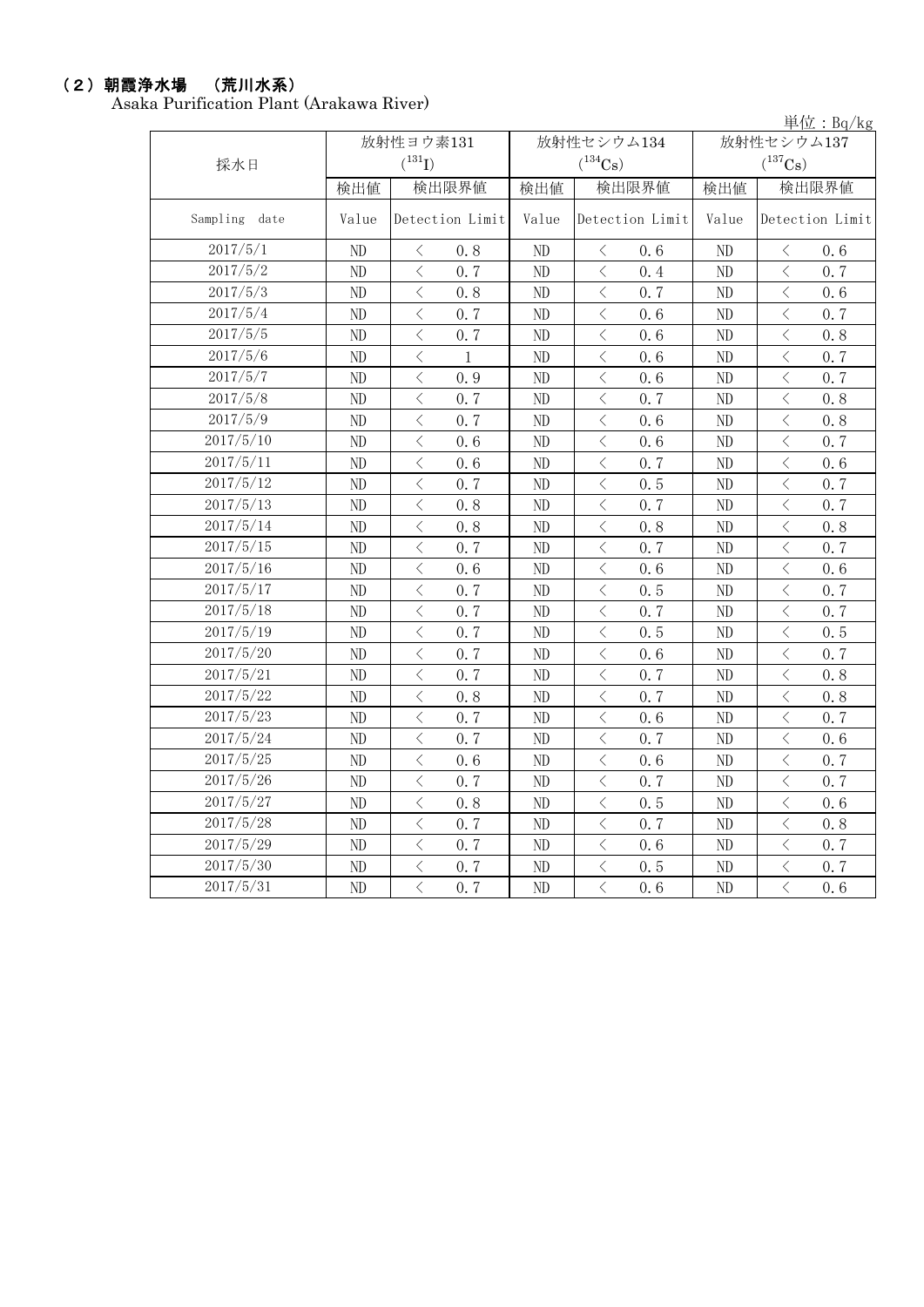## （２）朝霞浄水場　（荒川水系）

Asaka Purification Plant (Arakawa River)

単位：Bq/kg

| 採水日 | 放射性ヨウ素131 ($^{131}I$) | | 放射性セシウム134 ($^{134}Cs$) | | 放射性セシウム137 ($^{137}Cs$) | |
|---|---|---|---|---|---|---|
| | 検出値 | 検出限界値 | 検出値 | 検出限界値 | 検出値 | 検出限界値 |
| Sampling date | Value | Detection Limit | Value | Detection Limit | Value | Detection Limit |
| 2017/5/1 | ND | ＜ 0.8 | ND | ＜ 0.6 | ND | ＜ 0.6 |
| 2017/5/2 | ND | ＜ 0.7 | ND | ＜ 0.4 | ND | ＜ 0.7 |
| 2017/5/3 | ND | ＜ 0.8 | ND | ＜ 0.7 | ND | ＜ 0.6 |
| 2017/5/4 | ND | ＜ 0.7 | ND | ＜ 0.6 | ND | ＜ 0.7 |
| 2017/5/5 | ND | ＜ 0.7 | ND | ＜ 0.6 | ND | ＜ 0.8 |
| 2017/5/6 | ND | ＜ 1 | ND | ＜ 0.6 | ND | ＜ 0.7 |
| 2017/5/7 | ND | ＜ 0.9 | ND | ＜ 0.6 | ND | ＜ 0.7 |
| 2017/5/8 | ND | ＜ 0.7 | ND | ＜ 0.7 | ND | ＜ 0.8 |
| 2017/5/9 | ND | ＜ 0.7 | ND | ＜ 0.6 | ND | ＜ 0.8 |
| 2017/5/10 | ND | ＜ 0.6 | ND | ＜ 0.6 | ND | ＜ 0.7 |
| 2017/5/11 | ND | ＜ 0.6 | ND | ＜ 0.7 | ND | ＜ 0.6 |
| 2017/5/12 | ND | ＜ 0.7 | ND | ＜ 0.5 | ND | ＜ 0.7 |
| 2017/5/13 | ND | ＜ 0.8 | ND | ＜ 0.7 | ND | ＜ 0.7 |
| 2017/5/14 | ND | ＜ 0.8 | ND | ＜ 0.8 | ND | ＜ 0.8 |
| 2017/5/15 | ND | ＜ 0.7 | ND | ＜ 0.7 | ND | ＜ 0.7 |
| 2017/5/16 | ND | ＜ 0.6 | ND | ＜ 0.6 | ND | ＜ 0.6 |
| 2017/5/17 | ND | ＜ 0.7 | ND | ＜ 0.5 | ND | ＜ 0.7 |
| 2017/5/18 | ND | ＜ 0.7 | ND | ＜ 0.7 | ND | ＜ 0.7 |
| 2017/5/19 | ND | ＜ 0.7 | ND | ＜ 0.5 | ND | ＜ 0.5 |
| 2017/5/20 | ND | ＜ 0.7 | ND | ＜ 0.6 | ND | ＜ 0.7 |
| 2017/5/21 | ND | ＜ 0.7 | ND | ＜ 0.7 | ND | ＜ 0.8 |
| 2017/5/22 | ND | ＜ 0.8 | ND | ＜ 0.7 | ND | ＜ 0.8 |
| 2017/5/23 | ND | ＜ 0.7 | ND | ＜ 0.6 | ND | ＜ 0.7 |
| 2017/5/24 | ND | ＜ 0.7 | ND | ＜ 0.7 | ND | ＜ 0.6 |
| 2017/5/25 | ND | ＜ 0.6 | ND | ＜ 0.6 | ND | ＜ 0.7 |
| 2017/5/26 | ND | ＜ 0.7 | ND | ＜ 0.7 | ND | ＜ 0.7 |
| 2017/5/27 | ND | ＜ 0.8 | ND | ＜ 0.5 | ND | ＜ 0.6 |
| 2017/5/28 | ND | ＜ 0.7 | ND | ＜ 0.7 | ND | ＜ 0.8 |
| 2017/5/29 | ND | ＜ 0.7 | ND | ＜ 0.6 | ND | ＜ 0.7 |
| 2017/5/30 | ND | ＜ 0.7 | ND | ＜ 0.5 | ND | ＜ 0.7 |
| 2017/5/31 | ND | ＜ 0.7 | ND | ＜ 0.6 | ND | ＜ 0.6 |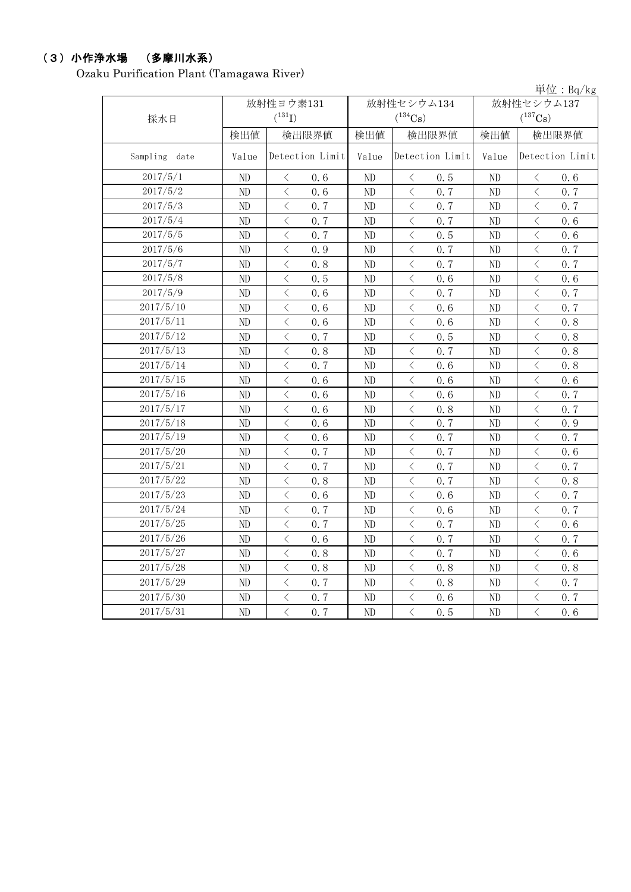## （３）小作浄水場　（多摩川水系）

Ozaku Purification Plant (Tamagawa River)

単位：Bq/kg

| 採水日 | 放射性ヨウ素131 ($^{131}I$) | | 放射性セシウム134 ($^{134}Cs$) | | 放射性セシウム137 ($^{137}Cs$) | |
|---|---|---|---|---|---|---|
| | 検出値 | 検出限界値 | 検出値 | 検出限界値 | 検出値 | 検出限界値 |
| Sampling date | Value | Detection Limit | Value | Detection Limit | Value | Detection Limit |
| 2017/5/1 | ND | ＜ 0.6 | ND | ＜ 0.5 | ND | ＜ 0.6 |
| 2017/5/2 | ND | ＜ 0.6 | ND | ＜ 0.7 | ND | ＜ 0.7 |
| 2017/5/3 | ND | ＜ 0.7 | ND | ＜ 0.7 | ND | ＜ 0.7 |
| 2017/5/4 | ND | ＜ 0.7 | ND | ＜ 0.7 | ND | ＜ 0.6 |
| 2017/5/5 | ND | ＜ 0.7 | ND | ＜ 0.5 | ND | ＜ 0.6 |
| 2017/5/6 | ND | ＜ 0.9 | ND | ＜ 0.7 | ND | ＜ 0.7 |
| 2017/5/7 | ND | ＜ 0.8 | ND | ＜ 0.7 | ND | ＜ 0.7 |
| 2017/5/8 | ND | ＜ 0.5 | ND | ＜ 0.6 | ND | ＜ 0.6 |
| 2017/5/9 | ND | ＜ 0.6 | ND | ＜ 0.7 | ND | ＜ 0.7 |
| 2017/5/10 | ND | ＜ 0.6 | ND | ＜ 0.6 | ND | ＜ 0.7 |
| 2017/5/11 | ND | ＜ 0.6 | ND | ＜ 0.6 | ND | ＜ 0.8 |
| 2017/5/12 | ND | ＜ 0.7 | ND | ＜ 0.5 | ND | ＜ 0.8 |
| 2017/5/13 | ND | ＜ 0.8 | ND | ＜ 0.7 | ND | ＜ 0.8 |
| 2017/5/14 | ND | ＜ 0.7 | ND | ＜ 0.6 | ND | ＜ 0.8 |
| 2017/5/15 | ND | ＜ 0.6 | ND | ＜ 0.6 | ND | ＜ 0.6 |
| 2017/5/16 | ND | ＜ 0.6 | ND | ＜ 0.6 | ND | ＜ 0.7 |
| 2017/5/17 | ND | ＜ 0.6 | ND | ＜ 0.8 | ND | ＜ 0.7 |
| 2017/5/18 | ND | ＜ 0.6 | ND | ＜ 0.7 | ND | ＜ 0.9 |
| 2017/5/19 | ND | ＜ 0.6 | ND | ＜ 0.7 | ND | ＜ 0.7 |
| 2017/5/20 | ND | ＜ 0.7 | ND | ＜ 0.7 | ND | ＜ 0.6 |
| 2017/5/21 | ND | ＜ 0.7 | ND | ＜ 0.7 | ND | ＜ 0.7 |
| 2017/5/22 | ND | ＜ 0.8 | ND | ＜ 0.7 | ND | ＜ 0.8 |
| 2017/5/23 | ND | ＜ 0.6 | ND | ＜ 0.6 | ND | ＜ 0.7 |
| 2017/5/24 | ND | ＜ 0.7 | ND | ＜ 0.6 | ND | ＜ 0.7 |
| 2017/5/25 | ND | ＜ 0.7 | ND | ＜ 0.7 | ND | ＜ 0.6 |
| 2017/5/26 | ND | ＜ 0.6 | ND | ＜ 0.7 | ND | ＜ 0.7 |
| 2017/5/27 | ND | ＜ 0.8 | ND | ＜ 0.7 | ND | ＜ 0.6 |
| 2017/5/28 | ND | ＜ 0.8 | ND | ＜ 0.8 | ND | ＜ 0.8 |
| 2017/5/29 | ND | ＜ 0.7 | ND | ＜ 0.8 | ND | ＜ 0.7 |
| 2017/5/30 | ND | ＜ 0.7 | ND | ＜ 0.6 | ND | ＜ 0.7 |
| 2017/5/31 | ND | ＜ 0.7 | ND | ＜ 0.5 | ND | ＜ 0.6 |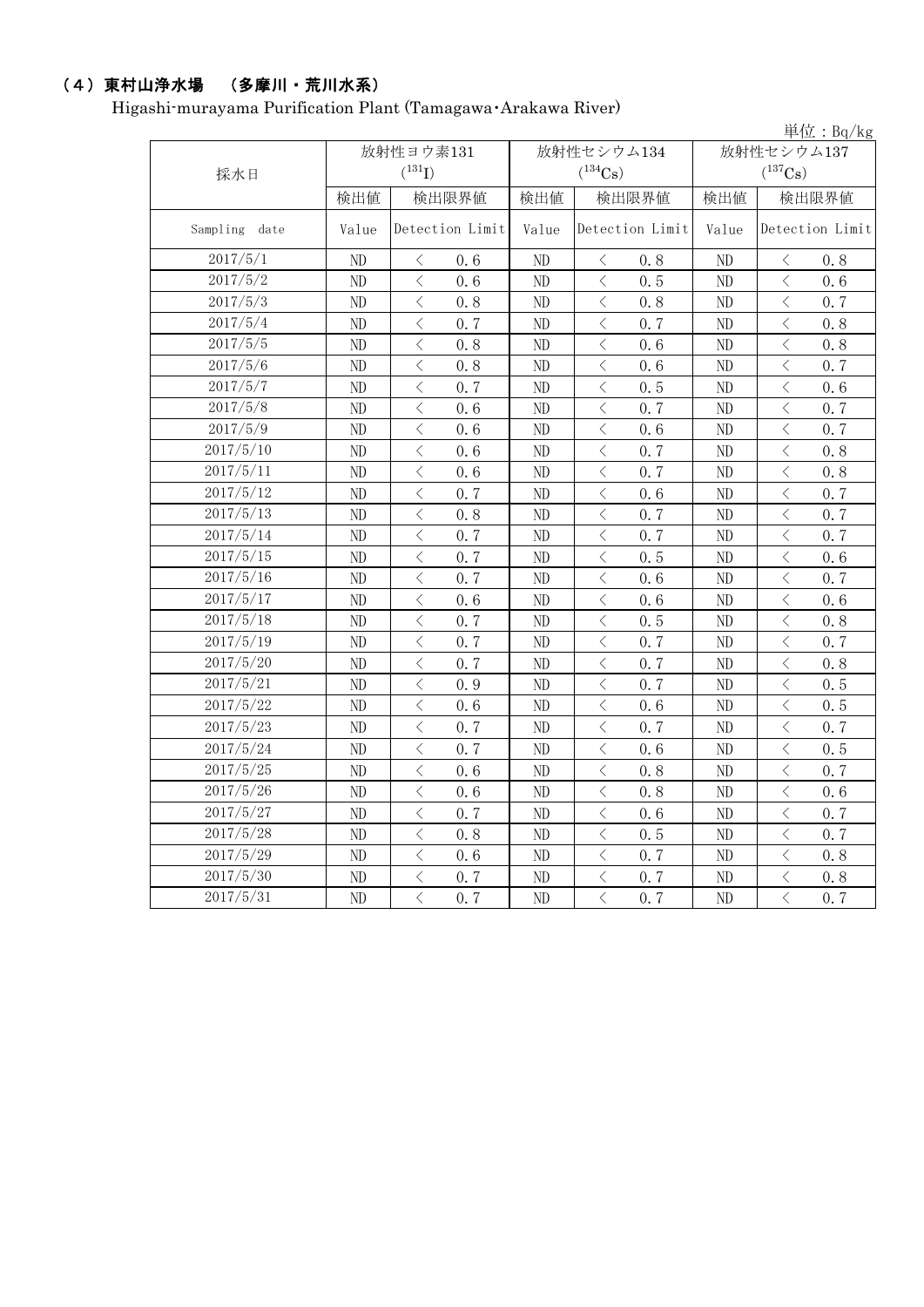## （4）東村山浄水場　（多摩川・荒川水系）

Higashi-murayama Purification Plant (Tamagawa･Arakawa River)

単位：Bq/kg

| 採水日 | 放射性ヨウ素131 ($^{131}I$) | | 放射性セシウム134 ($^{134}Cs$) | | 放射性セシウム137 ($^{137}Cs$) | |
|---|---|---|---|---|---|---|
| | 検出値 | 検出限界値 | 検出値 | 検出限界値 | 検出値 | 検出限界値 |
| Sampling date | Value | Detection Limit | Value | Detection Limit | Value | Detection Limit |
| 2017/5/1 | ND | ＜ 0.6 | ND | ＜ 0.8 | ND | ＜ 0.8 |
| 2017/5/2 | ND | ＜ 0.6 | ND | ＜ 0.5 | ND | ＜ 0.6 |
| 2017/5/3 | ND | ＜ 0.8 | ND | ＜ 0.8 | ND | ＜ 0.7 |
| 2017/5/4 | ND | ＜ 0.7 | ND | ＜ 0.7 | ND | ＜ 0.8 |
| 2017/5/5 | ND | ＜ 0.8 | ND | ＜ 0.6 | ND | ＜ 0.8 |
| 2017/5/6 | ND | ＜ 0.8 | ND | ＜ 0.6 | ND | ＜ 0.7 |
| 2017/5/7 | ND | ＜ 0.7 | ND | ＜ 0.5 | ND | ＜ 0.6 |
| 2017/5/8 | ND | ＜ 0.6 | ND | ＜ 0.7 | ND | ＜ 0.7 |
| 2017/5/9 | ND | ＜ 0.6 | ND | ＜ 0.6 | ND | ＜ 0.7 |
| 2017/5/10 | ND | ＜ 0.6 | ND | ＜ 0.7 | ND | ＜ 0.8 |
| 2017/5/11 | ND | ＜ 0.6 | ND | ＜ 0.7 | ND | ＜ 0.8 |
| 2017/5/12 | ND | ＜ 0.7 | ND | ＜ 0.6 | ND | ＜ 0.7 |
| 2017/5/13 | ND | ＜ 0.8 | ND | ＜ 0.7 | ND | ＜ 0.7 |
| 2017/5/14 | ND | ＜ 0.7 | ND | ＜ 0.7 | ND | ＜ 0.7 |
| 2017/5/15 | ND | ＜ 0.7 | ND | ＜ 0.5 | ND | ＜ 0.6 |
| 2017/5/16 | ND | ＜ 0.7 | ND | ＜ 0.6 | ND | ＜ 0.7 |
| 2017/5/17 | ND | ＜ 0.6 | ND | ＜ 0.6 | ND | ＜ 0.6 |
| 2017/5/18 | ND | ＜ 0.7 | ND | ＜ 0.5 | ND | ＜ 0.8 |
| 2017/5/19 | ND | ＜ 0.7 | ND | ＜ 0.7 | ND | ＜ 0.7 |
| 2017/5/20 | ND | ＜ 0.7 | ND | ＜ 0.7 | ND | ＜ 0.8 |
| 2017/5/21 | ND | ＜ 0.9 | ND | ＜ 0.7 | ND | ＜ 0.5 |
| 2017/5/22 | ND | ＜ 0.6 | ND | ＜ 0.6 | ND | ＜ 0.5 |
| 2017/5/23 | ND | ＜ 0.7 | ND | ＜ 0.7 | ND | ＜ 0.7 |
| 2017/5/24 | ND | ＜ 0.7 | ND | ＜ 0.6 | ND | ＜ 0.5 |
| 2017/5/25 | ND | ＜ 0.6 | ND | ＜ 0.8 | ND | ＜ 0.7 |
| 2017/5/26 | ND | ＜ 0.6 | ND | ＜ 0.8 | ND | ＜ 0.6 |
| 2017/5/27 | ND | ＜ 0.7 | ND | ＜ 0.6 | ND | ＜ 0.7 |
| 2017/5/28 | ND | ＜ 0.8 | ND | ＜ 0.5 | ND | ＜ 0.7 |
| 2017/5/29 | ND | ＜ 0.6 | ND | ＜ 0.7 | ND | ＜ 0.8 |
| 2017/5/30 | ND | ＜ 0.7 | ND | ＜ 0.7 | ND | ＜ 0.8 |
| 2017/5/31 | ND | ＜ 0.7 | ND | ＜ 0.7 | ND | ＜ 0.7 |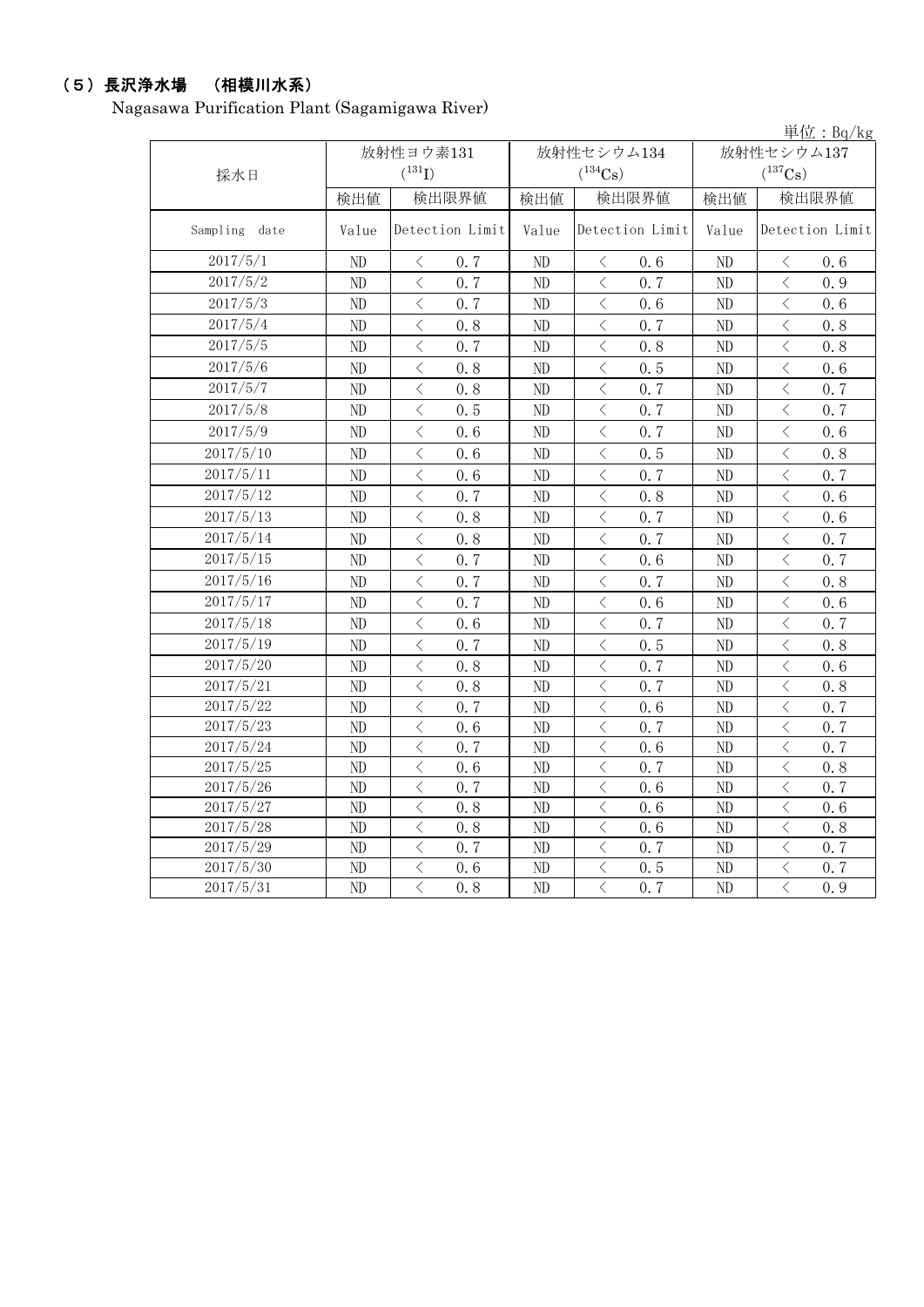## （5）長沢浄水場　（相模川水系）

Nagasawa Purification Plant (Sagamigawa River)

単位：Bq/kg

| 採水日 | 放射性ヨウ素131 ($^{131}I$) | | 放射性セシウム134 ($^{134}Cs$) | | 放射性セシウム137 ($^{137}Cs$) | |
|---|---|---|---|---|---|---|
| | 検出値 | 検出限界値 | 検出値 | 検出限界値 | 検出値 | 検出限界値 |
| Sampling date | Value | Detection Limit | Value | Detection Limit | Value | Detection Limit |
| 2017/5/1 | ND | ＜ 0.7 | ND | ＜ 0.6 | ND | ＜ 0.6 |
| 2017/5/2 | ND | ＜ 0.7 | ND | ＜ 0.7 | ND | ＜ 0.9 |
| 2017/5/3 | ND | ＜ 0.7 | ND | ＜ 0.6 | ND | ＜ 0.6 |
| 2017/5/4 | ND | ＜ 0.8 | ND | ＜ 0.7 | ND | ＜ 0.8 |
| 2017/5/5 | ND | ＜ 0.7 | ND | ＜ 0.8 | ND | ＜ 0.8 |
| 2017/5/6 | ND | ＜ 0.8 | ND | ＜ 0.5 | ND | ＜ 0.6 |
| 2017/5/7 | ND | ＜ 0.8 | ND | ＜ 0.7 | ND | ＜ 0.7 |
| 2017/5/8 | ND | ＜ 0.5 | ND | ＜ 0.7 | ND | ＜ 0.7 |
| 2017/5/9 | ND | ＜ 0.6 | ND | ＜ 0.7 | ND | ＜ 0.6 |
| 2017/5/10 | ND | ＜ 0.6 | ND | ＜ 0.5 | ND | ＜ 0.8 |
| 2017/5/11 | ND | ＜ 0.6 | ND | ＜ 0.7 | ND | ＜ 0.7 |
| 2017/5/12 | ND | ＜ 0.7 | ND | ＜ 0.8 | ND | ＜ 0.6 |
| 2017/5/13 | ND | ＜ 0.8 | ND | ＜ 0.7 | ND | ＜ 0.6 |
| 2017/5/14 | ND | ＜ 0.8 | ND | ＜ 0.7 | ND | ＜ 0.7 |
| 2017/5/15 | ND | ＜ 0.7 | ND | ＜ 0.6 | ND | ＜ 0.7 |
| 2017/5/16 | ND | ＜ 0.7 | ND | ＜ 0.7 | ND | ＜ 0.8 |
| 2017/5/17 | ND | ＜ 0.7 | ND | ＜ 0.6 | ND | ＜ 0.6 |
| 2017/5/18 | ND | ＜ 0.6 | ND | ＜ 0.7 | ND | ＜ 0.7 |
| 2017/5/19 | ND | ＜ 0.7 | ND | ＜ 0.5 | ND | ＜ 0.8 |
| 2017/5/20 | ND | ＜ 0.8 | ND | ＜ 0.7 | ND | ＜ 0.6 |
| 2017/5/21 | ND | ＜ 0.8 | ND | ＜ 0.7 | ND | ＜ 0.8 |
| 2017/5/22 | ND | ＜ 0.7 | ND | ＜ 0.6 | ND | ＜ 0.7 |
| 2017/5/23 | ND | ＜ 0.6 | ND | ＜ 0.7 | ND | ＜ 0.7 |
| 2017/5/24 | ND | ＜ 0.7 | ND | ＜ 0.6 | ND | ＜ 0.7 |
| 2017/5/25 | ND | ＜ 0.6 | ND | ＜ 0.7 | ND | ＜ 0.8 |
| 2017/5/26 | ND | ＜ 0.7 | ND | ＜ 0.6 | ND | ＜ 0.7 |
| 2017/5/27 | ND | ＜ 0.8 | ND | ＜ 0.6 | ND | ＜ 0.6 |
| 2017/5/28 | ND | ＜ 0.8 | ND | ＜ 0.6 | ND | ＜ 0.8 |
| 2017/5/29 | ND | ＜ 0.7 | ND | ＜ 0.7 | ND | ＜ 0.7 |
| 2017/5/30 | ND | ＜ 0.6 | ND | ＜ 0.5 | ND | ＜ 0.7 |
| 2017/5/31 | ND | ＜ 0.8 | ND | ＜ 0.7 | ND | ＜ 0.9 |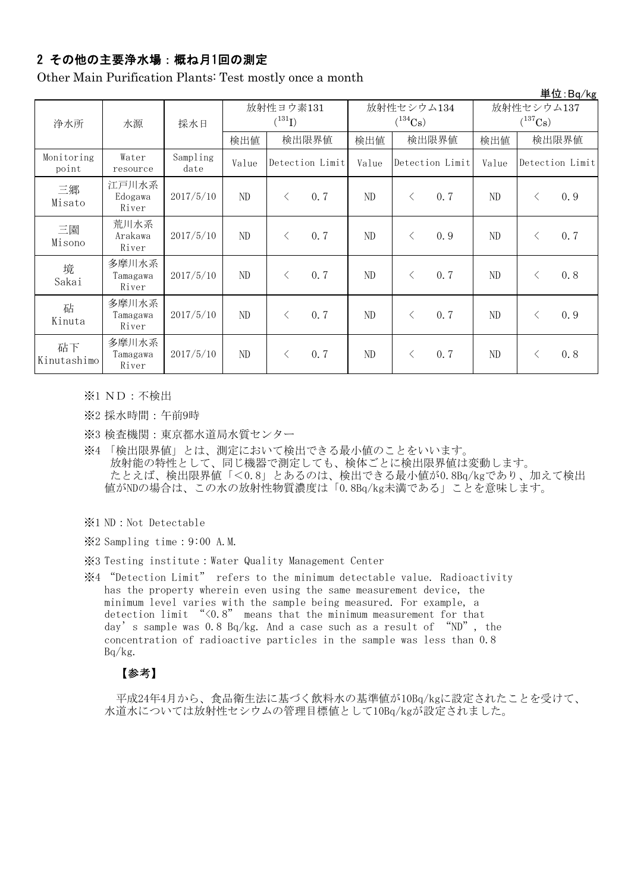## 2 その他の主要浄水場：概ね月1回の測定

Other Main Purification Plants: Test mostly once a month

単位：Bq/kg

| 浄水所 | 水源 | 採水日 | 放射性ヨウ素131 ($^{131}I$) | | 放射性セシウム134 ($^{134}Cs$) | | 放射性セシウム137 ($^{137}Cs$) | |
|---|---|---|---|---|---|---|---|---|
| | | | 検出値 | 検出限界値 | 検出値 | 検出限界値 | 検出値 | 検出限界値 |
| Monitoring point | Water resource | Sampling date | Value | Detection Limit | Value | Detection Limit | Value | Detection Limit |
| 三郷 Misato | 江戸川水系 Edogawa River | 2017/5/10 | ND | ＜ 0.7 | ND | ＜ 0.7 | ND | ＜ 0.9 |
| 三園 Misono | 荒川水系 Arakawa River | 2017/5/10 | ND | ＜ 0.7 | ND | ＜ 0.9 | ND | ＜ 0.7 |
| 境 Sakai | 多摩川水系 Tamagawa River | 2017/5/10 | ND | ＜ 0.7 | ND | ＜ 0.7 | ND | ＜ 0.8 |
| 砧 Kinuta | 多摩川水系 Tamagawa River | 2017/5/10 | ND | ＜ 0.7 | ND | ＜ 0.7 | ND | ＜ 0.9 |
| 砧下 Kinutashimo | 多摩川水系 Tamagawa River | 2017/5/10 | ND | ＜ 0.7 | ND | ＜ 0.7 | ND | ＜ 0.8 |

※1 ＮＤ：不検出

※2 採水時間：午前9時

※3 検査機関：東京都水道局水質センター

※4 「検出限界値」とは、測定において検出できる最小値のことをいいます。
放射能の特性として、同じ機器で測定しても、検体ごとに検出限界値は変動します。
たとえば、検出限界値「＜0.8」とあるのは、検出できる最小値が0.8Bq/kgであり、加えて検出値がNDの場合は、この水の放射性物質濃度は「0.8Bq/kg未満である」ことを意味します。

※1 ND：Not Detectable

※2 Sampling time：9:00 A.M.

※3 Testing institute：Water Quality Management Center

※4 "Detection Limit" refers to the minimum detectable value. Radioactivity has the property wherein even using the same measurement device, the minimum level varies with the sample being measured. For example, a detection limit "<0.8" means that the minimum measurement for that day's sample was 0.8 Bq/kg. And a case such as a result of "ND", the concentration of radioactive particles in the sample was less than 0.8 Bq/kg.

【参考】

平成24年4月から、食品衛生法に基づく飲料水の基準値が10Bq/kgに設定されたことを受けて、水道水については放射性セシウムの管理目標値として10Bq/kgが設定されました。